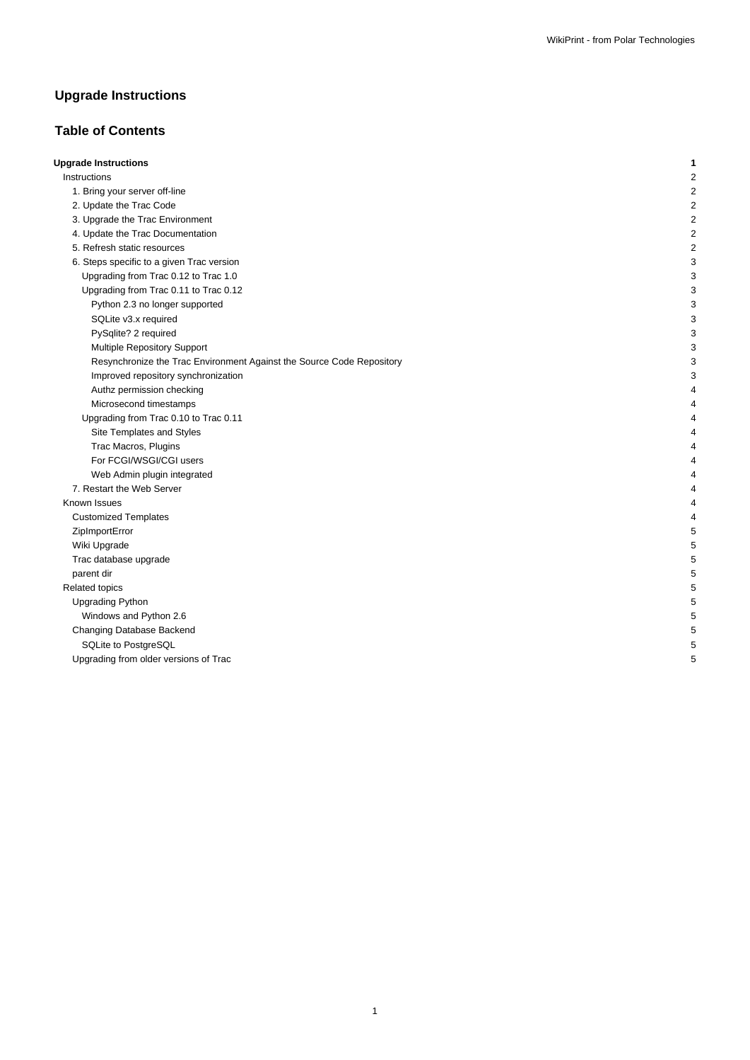# Upgrade Instructions

## Table of Contents

- **Upgrade Instructions** **1**
  - Instructions 2
    - 1. Bring your server off-line 2
    - 2. Update the Trac Code 2
    - 3. Upgrade the Trac Environment 2
    - 4. Update the Trac Documentation 2
    - 5. Refresh static resources 2
    - 6. Steps specific to a given Trac version 3
      - Upgrading from Trac 0.12 to Trac 1.0 3
      - Upgrading from Trac 0.11 to Trac 0.12 3
        - Python 2.3 no longer supported 3
        - SQLite v3.x required 3
        - PySqlite? 2 required 3
        - Multiple Repository Support 3
        - Resynchronize the Trac Environment Against the Source Code Repository 3
        - Improved repository synchronization 3
        - Authz permission checking 4
        - Microsecond timestamps 4
      - Upgrading from Trac 0.10 to Trac 0.11 4
        - Site Templates and Styles 4
        - Trac Macros, Plugins 4
        - For FCGI/WSGI/CGI users 4
        - Web Admin plugin integrated 4
    - 7. Restart the Web Server 4
  - Known Issues 4
    - Customized Templates 4
    - ZipImportError 5
    - Wiki Upgrade 5
    - Trac database upgrade 5
    - parent dir 5
  - Related topics 5
    - Upgrading Python 5
      - Windows and Python 2.6 5
    - Changing Database Backend 5
      - SQLite to PostgreSQL 5
    - Upgrading from older versions of Trac 5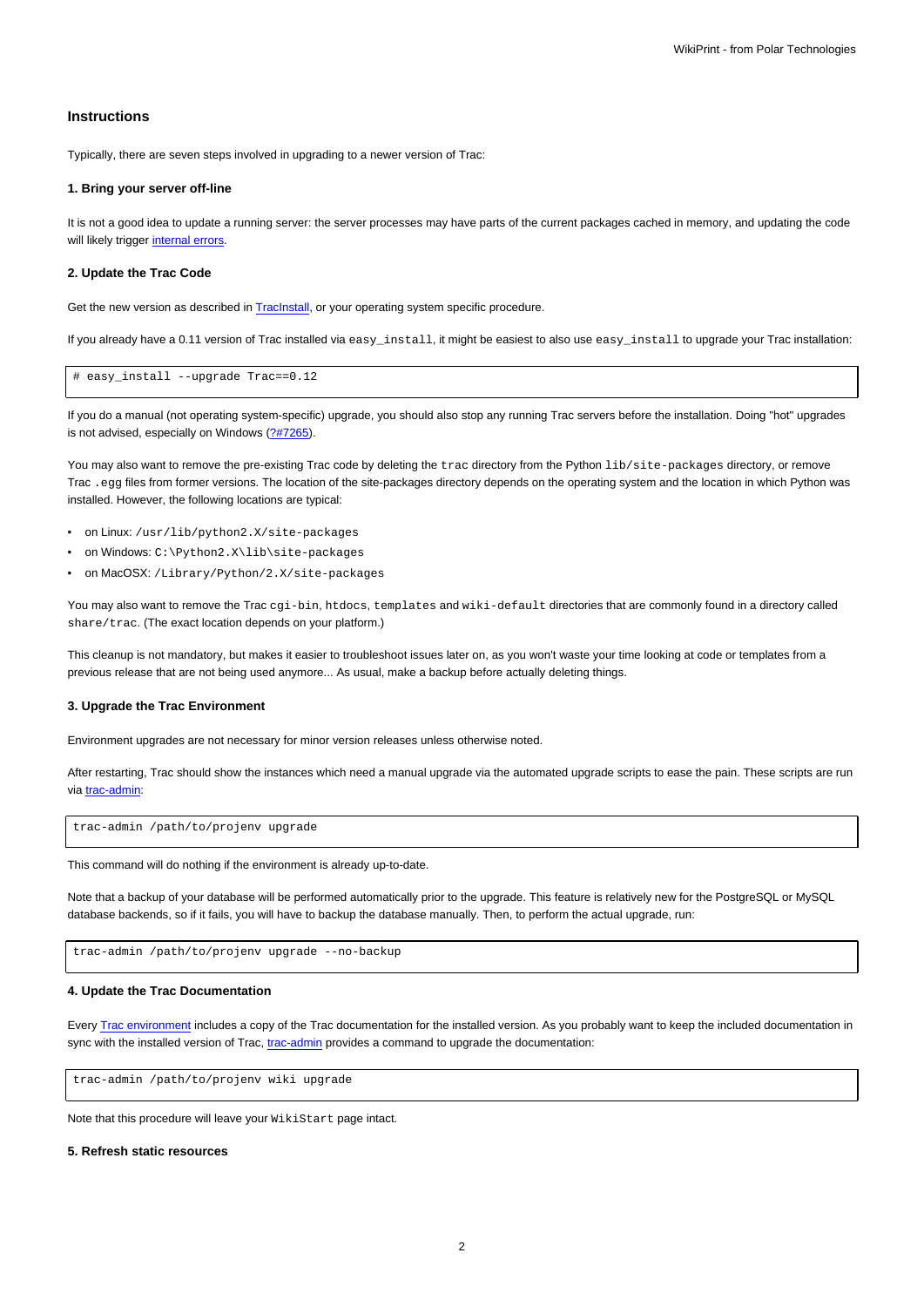### Instructions

Typically, there are seven steps involved in upgrading to a newer version of Trac:

#### 1. Bring your server off-line

It is not a good idea to update a running server: the server processes may have parts of the current packages cached in memory, and updating the code will likely trigger internal errors.

#### 2. Update the Trac Code

Get the new version as described in TracInstall, or your operating system specific procedure.

If you already have a 0.11 version of Trac installed via `easy_install`, it might be easiest to also use `easy_install` to upgrade your Trac installation:

```
# easy_install --upgrade Trac==0.12
```

If you do a manual (not operating system-specific) upgrade, you should also stop any running Trac servers before the installation. Doing "hot" upgrades is not advised, especially on Windows (?#7265).

You may also want to remove the pre-existing Trac code by deleting the `trac` directory from the Python `lib/site-packages` directory, or remove Trac `.egg` files from former versions. The location of the site-packages directory depends on the operating system and the location in which Python was installed. However, the following locations are typical:

- on Linux: `/usr/lib/python2.X/site-packages`
- on Windows: `C:\Python2.X\lib\site-packages`
- on MacOSX: `/Library/Python/2.X/site-packages`

You may also want to remove the Trac `cgi-bin`, `htdocs`, `templates` and `wiki-default` directories that are commonly found in a directory called `share/trac`. (The exact location depends on your platform.)

This cleanup is not mandatory, but makes it easier to troubleshoot issues later on, as you won't waste your time looking at code or templates from a previous release that are not being used anymore... As usual, make a backup before actually deleting things.

#### 3. Upgrade the Trac Environment

Environment upgrades are not necessary for minor version releases unless otherwise noted.

After restarting, Trac should show the instances which need a manual upgrade via the automated upgrade scripts to ease the pain. These scripts are run via trac-admin:

```
trac-admin /path/to/projenv upgrade
```

This command will do nothing if the environment is already up-to-date.

Note that a backup of your database will be performed automatically prior to the upgrade. This feature is relatively new for the PostgreSQL or MySQL database backends, so if it fails, you will have to backup the database manually. Then, to perform the actual upgrade, run:

```
trac-admin /path/to/projenv upgrade --no-backup
```

#### 4. Update the Trac Documentation

Every Trac environment includes a copy of the Trac documentation for the installed version. As you probably want to keep the included documentation in sync with the installed version of Trac, trac-admin provides a command to upgrade the documentation:

```
trac-admin /path/to/projenv wiki upgrade
```

Note that this procedure will leave your `WikiStart` page intact.

#### 5. Refresh static resources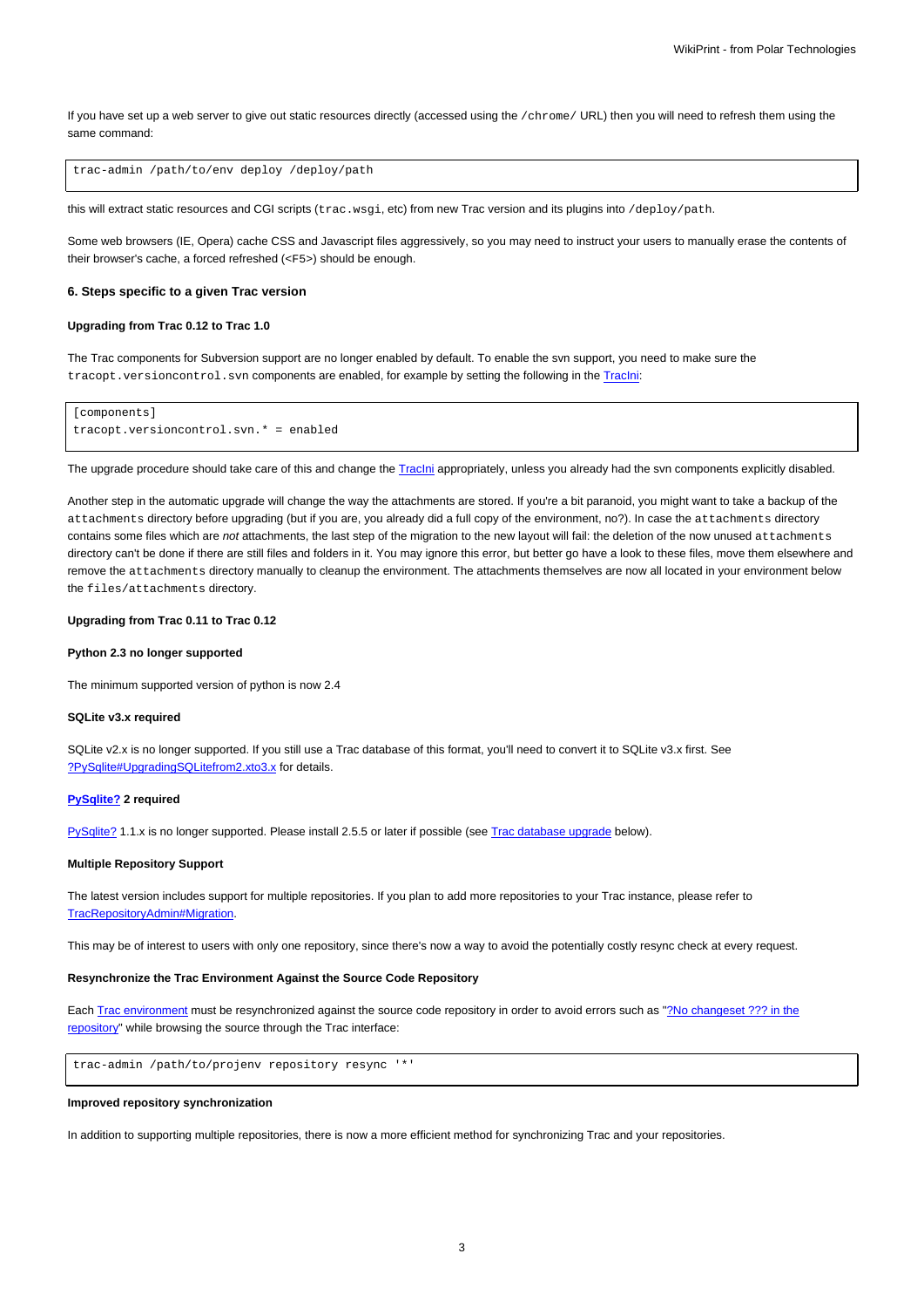If you have set up a web server to give out static resources directly (accessed using the `/chrome/` URL) then you will need to refresh them using the same command:

```
trac-admin /path/to/env deploy /deploy/path
```

this will extract static resources and CGI scripts (`trac.wsgi`, etc) from new Trac version and its plugins into `/deploy/path`.

Some web browsers (IE, Opera) cache CSS and Javascript files aggressively, so you may need to instruct your users to manually erase the contents of their browser's cache, a forced refreshed (`<F5>`) should be enough.

#### 6. Steps specific to a given Trac version

##### Upgrading from Trac 0.12 to Trac 1.0

The Trac components for Subversion support are no longer enabled by default. To enable the svn support, you need to make sure the `tracopt.versioncontrol.svn` components are enabled, for example by setting the following in the TracIni:

```
[components]
tracopt.versioncontrol.svn.* = enabled
```

The upgrade procedure should take care of this and change the TracIni appropriately, unless you already had the svn components explicitly disabled.

Another step in the automatic upgrade will change the way the attachments are stored. If you're a bit paranoid, you might want to take a backup of the `attachments` directory before upgrading (but if you are, you already did a full copy of the environment, no?). In case the `attachments` directory contains some files which are *not* attachments, the last step of the migration to the new layout will fail: the deletion of the now unused `attachments` directory can't be done if there are still files and folders in it. You may ignore this error, but better go have a look to these files, move them elsewhere and remove the `attachments` directory manually to cleanup the environment. The attachments themselves are now all located in your environment below the `files/attachments` directory.

##### Upgrading from Trac 0.11 to Trac 0.12

##### Python 2.3 no longer supported

The minimum supported version of python is now 2.4

##### SQLite v3.x required

SQLite v2.x is no longer supported. If you still use a Trac database of this format, you'll need to convert it to SQLite v3.x first. See ?PySqlite#UpgradingSQLitefrom2.xto3.x for details.

##### PySqlite? 2 required

PySqlite? 1.1.x is no longer supported. Please install 2.5.5 or later if possible (see Trac database upgrade below).

##### Multiple Repository Support

The latest version includes support for multiple repositories. If you plan to add more repositories to your Trac instance, please refer to TracRepositoryAdmin#Migration.

This may be of interest to users with only one repository, since there's now a way to avoid the potentially costly resync check at every request.

##### Resynchronize the Trac Environment Against the Source Code Repository

Each Trac environment must be resynchronized against the source code repository in order to avoid errors such as "?No changeset ??? in the repository" while browsing the source through the Trac interface:

```
trac-admin /path/to/projenv repository resync '*'
```

##### Improved repository synchronization

In addition to supporting multiple repositories, there is now a more efficient method for synchronizing Trac and your repositories.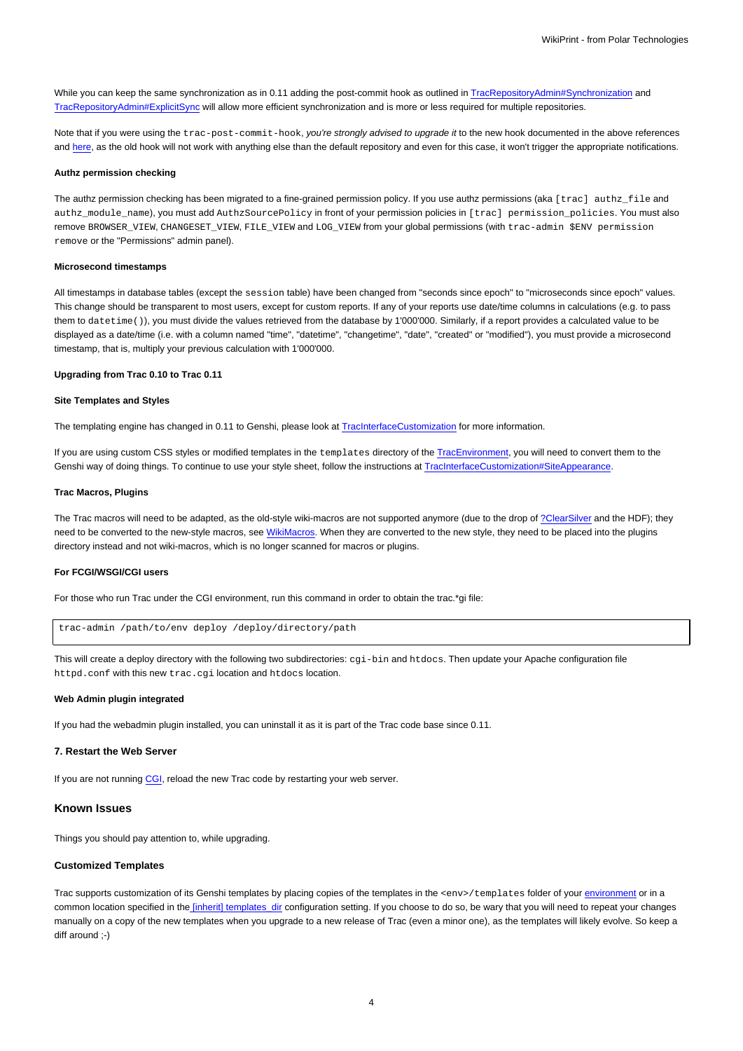While you can keep the same synchronization as in 0.11 adding the post-commit hook as outlined in TracRepositoryAdmin#Synchronization and TracRepositoryAdmin#ExplicitSync will allow more efficient synchronization and is more or less required for multiple repositories.

Note that if you were using the `trac-post-commit-hook`, *you're strongly advised to upgrade it* to the new hook documented in the above references and here, as the old hook will not work with anything else than the default repository and even for this case, it won't trigger the appropriate notifications.

#### Authz permission checking

The authz permission checking has been migrated to a fine-grained permission policy. If you use authz permissions (aka `[trac] authz_file` and `authz_module_name`), you must add `AuthzSourcePolicy` in front of your permission policies in `[trac] permission_policies`. You must also remove `BROWSER_VIEW`, `CHANGESET_VIEW`, `FILE_VIEW` and `LOG_VIEW` from your global permissions (with `trac-admin $ENV permission remove` or the "Permissions" admin panel).

#### Microsecond timestamps

All timestamps in database tables (except the `session` table) have been changed from "seconds since epoch" to "microseconds since epoch" values. This change should be transparent to most users, except for custom reports. If any of your reports use date/time columns in calculations (e.g. to pass them to `datetime()`), you must divide the values retrieved from the database by 1'000'000. Similarly, if a report provides a calculated value to be displayed as a date/time (i.e. with a column named "time", "datetime", "changetime", "date", "created" or "modified"), you must provide a microsecond timestamp, that is, multiply your previous calculation with 1'000'000.

#### Upgrading from Trac 0.10 to Trac 0.11

#### Site Templates and Styles

The templating engine has changed in 0.11 to Genshi, please look at TracInterfaceCustomization for more information.

If you are using custom CSS styles or modified templates in the `templates` directory of the TracEnvironment, you will need to convert them to the Genshi way of doing things. To continue to use your style sheet, follow the instructions at TracInterfaceCustomization#SiteAppearance.

#### Trac Macros, Plugins

The Trac macros will need to be adapted, as the old-style wiki-macros are not supported anymore (due to the drop of ?ClearSilver and the HDF); they need to be converted to the new-style macros, see WikiMacros. When they are converted to the new style, they need to be placed into the plugins directory instead and not wiki-macros, which is no longer scanned for macros or plugins.

#### For FCGI/WSGI/CGI users

For those who run Trac under the CGI environment, run this command in order to obtain the trac.*gi file:

```
trac-admin /path/to/env deploy /deploy/directory/path
```

This will create a deploy directory with the following two subdirectories: `cgi-bin` and `htdocs`. Then update your Apache configuration file `httpd.conf` with this new `trac.cgi` location and `htdocs` location.

#### Web Admin plugin integrated

If you had the webadmin plugin installed, you can uninstall it as it is part of the Trac code base since 0.11.

#### 7. Restart the Web Server

If you are not running CGI, reload the new Trac code by restarting your web server.

### Known Issues

Things you should pay attention to, while upgrading.

#### Customized Templates

Trac supports customization of its Genshi templates by placing copies of the templates in the `<env>/templates` folder of your environment or in a common location specified in the [inherit] templates_dir configuration setting. If you choose to do so, be wary that you will need to repeat your changes manually on a copy of the new templates when you upgrade to a new release of Trac (even a minor one), as the templates will likely evolve. So keep a diff around ;-)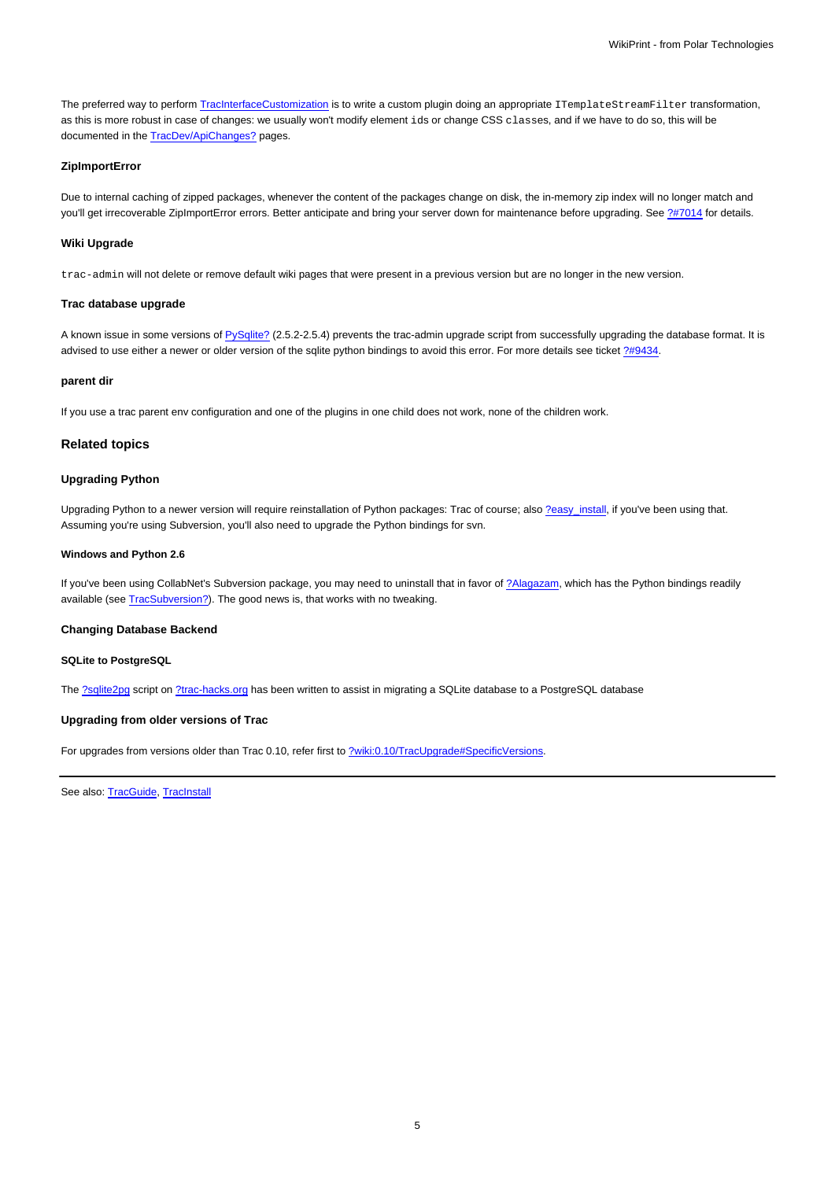The preferred way to perform TracInterfaceCustomization is to write a custom plugin doing an appropriate `ITemplateStreamFilter` transformation, as this is more robust in case of changes: we usually won't modify element `id`s or change CSS `class`es, and if we have to do so, this will be documented in the TracDev/ApiChanges? pages.

#### ZipImportError

Due to internal caching of zipped packages, whenever the content of the packages change on disk, the in-memory zip index will no longer match and you'll get irrecoverable ZipImportError errors. Better anticipate and bring your server down for maintenance before upgrading. See ?#7014 for details.

#### Wiki Upgrade

`trac-admin` will not delete or remove default wiki pages that were present in a previous version but are no longer in the new version.

#### Trac database upgrade

A known issue in some versions of PySqlite? (2.5.2-2.5.4) prevents the trac-admin upgrade script from successfully upgrading the database format. It is advised to use either a newer or older version of the sqlite python bindings to avoid this error. For more details see ticket ?#9434.

#### parent dir

If you use a trac parent env configuration and one of the plugins in one child does not work, none of the children work.

## Related topics

### Upgrading Python

Upgrading Python to a newer version will require reinstallation of Python packages: Trac of course; also ?easy_install, if you've been using that. Assuming you're using Subversion, you'll also need to upgrade the Python bindings for svn.

#### Windows and Python 2.6

If you've been using CollabNet's Subversion package, you may need to uninstall that in favor of ?Alagazam, which has the Python bindings readily available (see TracSubversion?). The good news is, that works with no tweaking.

### Changing Database Backend

#### SQLite to PostgreSQL

The ?sqlite2pg script on ?trac-hacks.org has been written to assist in migrating a SQLite database to a PostgreSQL database

### Upgrading from older versions of Trac

For upgrades from versions older than Trac 0.10, refer first to ?wiki:0.10/TracUpgrade#SpecificVersions.

---

See also: TracGuide, TracInstall